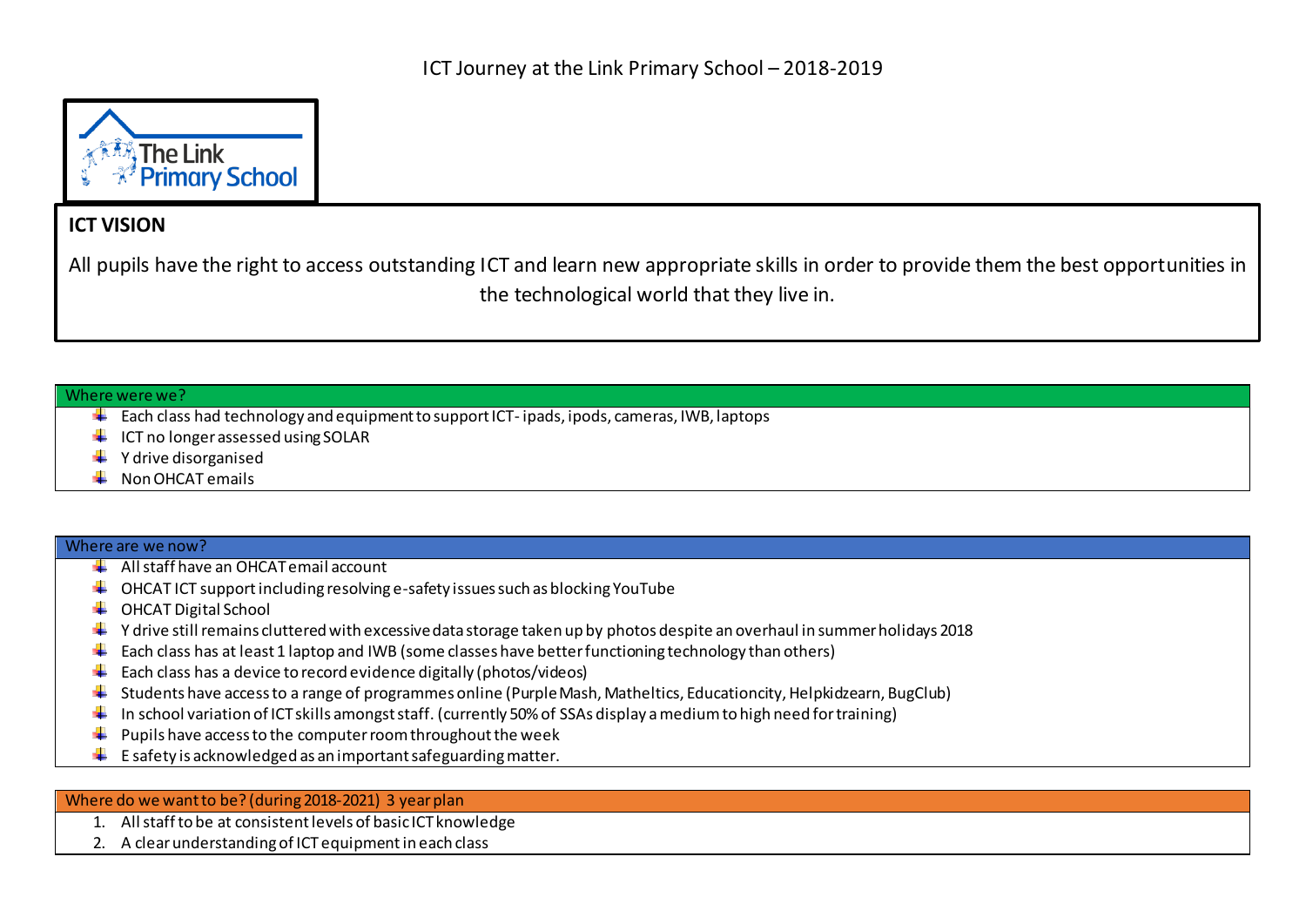# ICT Journey at the Link Primary School – 2018-2019

The Link Primary School

## ICT VISION

All pupils have the right to access outstanding ICT and learn new appropriate skills in order to provide them the best opportunities in the technological world that they live in.

### Where were we?

- Each class had technology and equipment to support ICT- ipads, ipods, cameras, IWB, laptops
- ICT no longer assessed using SOLAR
- Y drive disorganised
- Non OHCAT emails

### Where are we now?

- All staff have an OHCAT email account
- OHCAT ICT support including resolving e-safety issues such as blocking YouTube
- OHCAT Digital School
- Y drive still remains cluttered with excessive data storage taken up by photos despite an overhaul in summer holidays 2018
- Each class has at least 1 laptop and IWB (some classes have better functioning technology than others)
- Each class has a device to record evidence digitally (photos/videos)
- Students have access to a range of programmes online (Purple Mash, Matheltics, Educationcity, Helpkidzearn, BugClub)
- In school variation of ICT skills amongst staff. (currently 50% of SSAs display a medium to high need for training)
- Pupils have access to the computer room throughout the week
- E safety is acknowledged as an important safeguarding matter.

### Where do we want to be? (during 2018-2021) 3 year plan

1. All staff to be at consistent levels of basic ICT knowledge
2. A clear understanding of ICT equipment in each class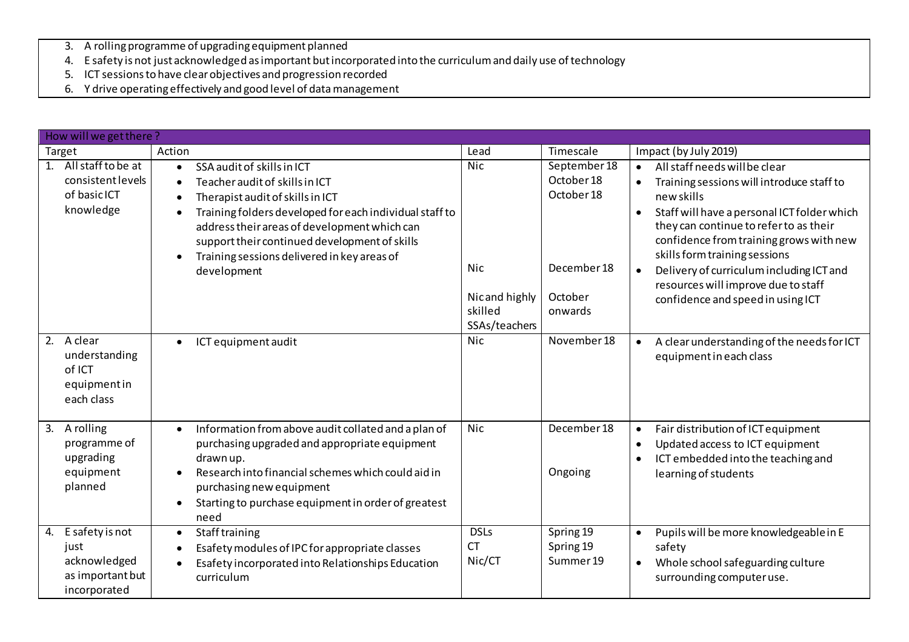3. A rolling programme of upgrading equipment planned
4. E safety is not just acknowledged as important but incorporated into the curriculum and daily use of technology
5. ICT sessions to have clear objectives and progression recorded
6. Y drive operating effectively and good level of data management

| How will we get there ? | | | | |
|---|---|---|---|---|
| Target | Action | Lead | Timescale | Impact (by July 2019) |
| 1. All staff to be at consistent levels of basic ICT knowledge | • SSA audit of skills in ICT<br>• Teacher audit of skills in ICT<br>• Therapist audit of skills in ICT<br>• Training folders developed for each individual staff to address their areas of development which can support their continued development of skills<br>• Training sessions delivered in key areas of development | Nic<br><br><br><br>Nic<br><br>Nic and highly skilled SSAs/teachers | September 18<br>October 18<br>October 18<br><br>December 18<br><br>October onwards | • All staff needs will be clear<br>• Training sessions will introduce staff to new skills<br>• Staff will have a personal ICT folder which they can continue to refer to as their confidence from training grows with new skills form training sessions<br>• Delivery of curriculum including ICT and resources will improve due to staff confidence and speed in using ICT |
| 2. A clear understanding of ICT equipment in each class | • ICT equipment audit | Nic | November 18 | • A clear understanding of the needs for ICT equipment in each class |
| 3. A rolling programme of upgrading equipment planned | • Information from above audit collated and a plan of purchasing upgraded and appropriate equipment drawn up.<br>• Research into financial schemes which could aid in purchasing new equipment<br>• Starting to purchase equipment in order of greatest need | Nic | December 18<br><br><br>Ongoing | • Fair distribution of ICT equipment<br>• Updated access to ICT equipment<br>• ICT embedded into the teaching and learning of students |
| 4. E safety is not just acknowledged as important but incorporated | • Staff training<br>• Esafety modules of IPC for appropriate classes<br>• Esafety incorporated into Relationships Education curriculum | DSLs<br>CT<br>Nic/CT | Spring 19<br>Spring 19<br>Summer 19 | • Pupils will be more knowledgeable in E safety<br>• Whole school safeguarding culture surrounding computer use. |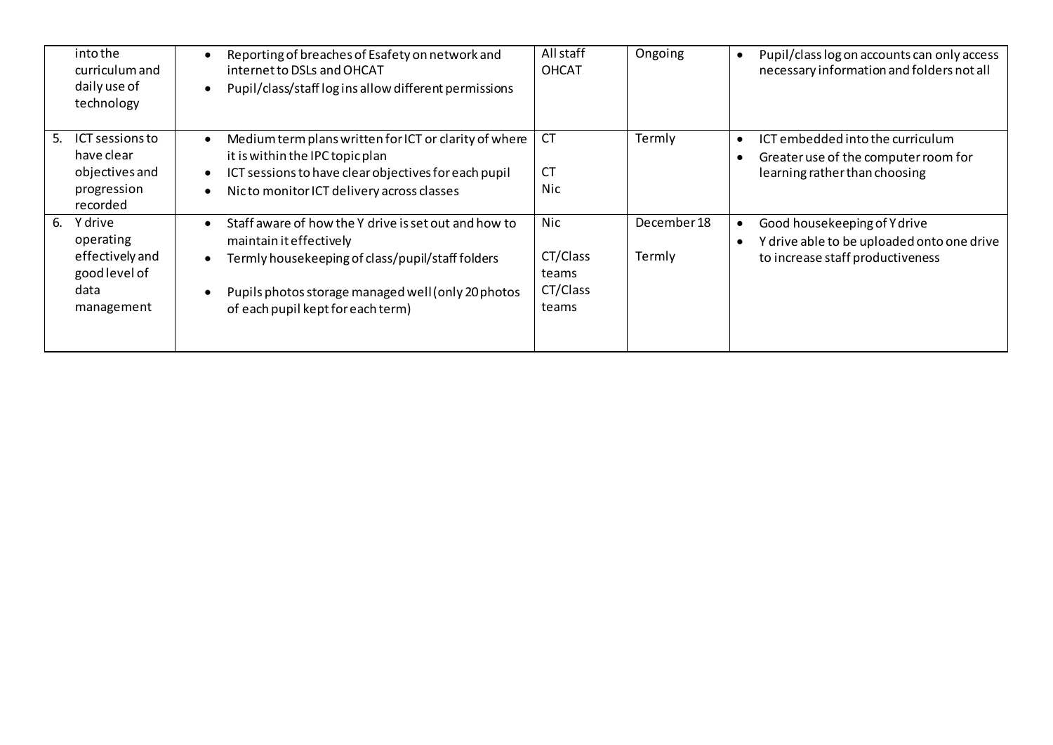| | | | | |
|---|---|---|---|---|
| into the curriculum and daily use of technology | • Reporting of breaches of Esafety on network and internet to DSLs and OHCAT<br>• Pupil/class/staff log ins allow different permissions | All staff<br>OHCAT | Ongoing | • Pupil/class log on accounts can only access necessary information and folders not all |
| 5. ICT sessions to have clear objectives and progression recorded | • Medium term plans written for ICT or clarity of where it is within the IPC topic plan<br>• ICT sessions to have clear objectives for each pupil<br>• Nic to monitor ICT delivery across classes | CT<br>CT<br>Nic | Termly | • ICT embedded into the curriculum<br>• Greater use of the computer room for learning rather than choosing |
| 6. Y drive operating effectively and good level of data management | • Staff aware of how the Y drive is set out and how to maintain it effectively<br>• Termly housekeeping of class/pupil/staff folders<br>• Pupils photos storage managed well (only 20 photos of each pupil kept for each term) | Nic<br>CT/Class teams<br>CT/Class teams | December 18<br>Termly | • Good housekeeping of Y drive<br>• Y drive able to be uploaded onto one drive to increase staff productiveness |